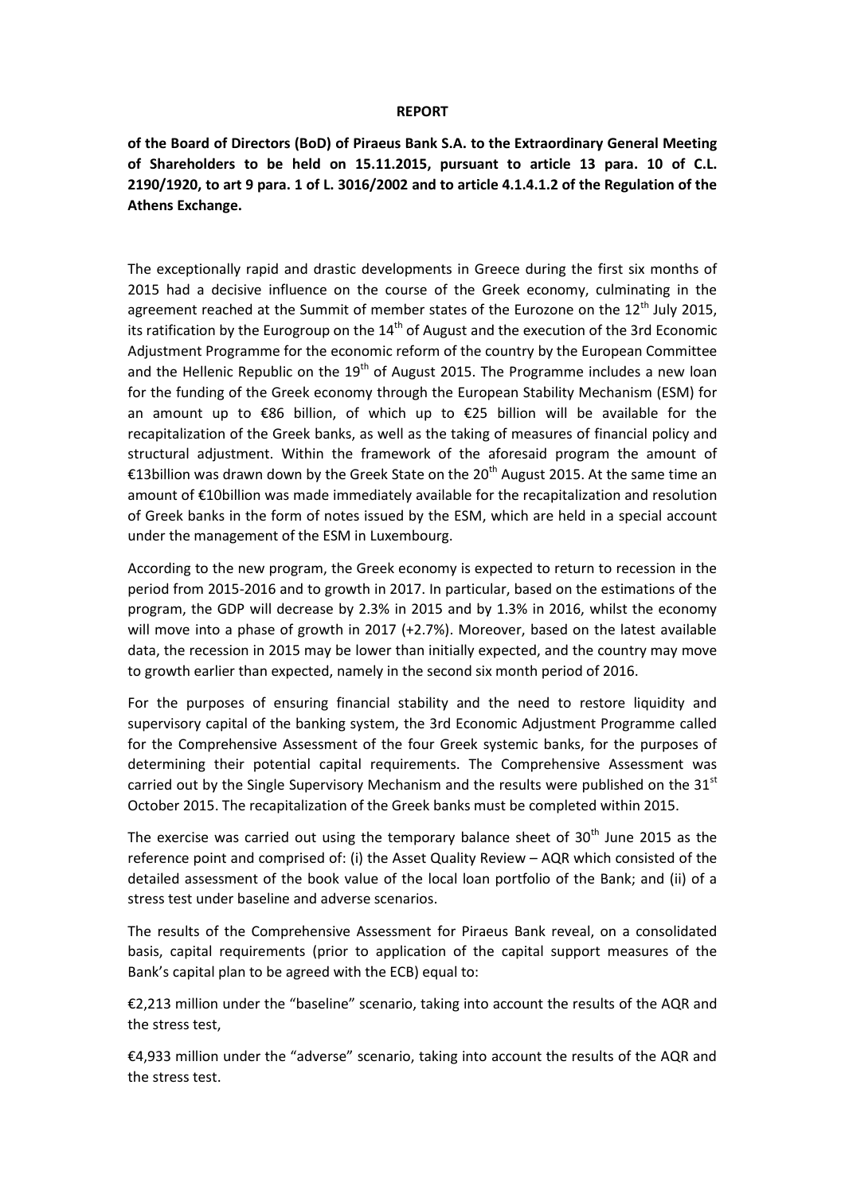**REPORT**

**of the Board of Directors (BoD) of Piraeus Bank S.A. to the Extraordinary General Meeting of Shareholders to be held on 15.11.2015, pursuant to article 13 para. 10 of C.L. 2190/1920, to art 9 para. 1 of L. 3016/2002 and to article 4.1.4.1.2 of the Regulation of the Athens Exchange.**

The exceptionally rapid and drastic developments in Greece during the first six months of 2015 had a decisive influence on the course of the Greek economy, culminating in the agreement reached at the Summit of member states of the Eurozone on the 12th July 2015, its ratification by the Eurogroup on the 14th of August and the execution of the 3rd Economic Adjustment Programme for the economic reform of the country by the European Committee and the Hellenic Republic on the 19th of August 2015. The Programme includes a new loan for the funding of the Greek economy through the European Stability Mechanism (ESM) for an amount up to €86 billion, of which up to €25 billion will be available for the recapitalization of the Greek banks, as well as the taking of measures of financial policy and structural adjustment. Within the framework of the aforesaid program the amount of €13billion was drawn down by the Greek State on the 20th August 2015. At the same time an amount of €10billion was made immediately available for the recapitalization and resolution of Greek banks in the form of notes issued by the ESM, which are held in a special account under the management of the ESM in Luxembourg.

According to the new program, the Greek economy is expected to return to recession in the period from 2015-2016 and to growth in 2017. In particular, based on the estimations of the program, the GDP will decrease by 2.3% in 2015 and by 1.3% in 2016, whilst the economy will move into a phase of growth in 2017 (+2.7%). Moreover, based on the latest available data, the recession in 2015 may be lower than initially expected, and the country may move to growth earlier than expected, namely in the second six month period of 2016.

For the purposes of ensuring financial stability and the need to restore liquidity and supervisory capital of the banking system, the 3rd Economic Adjustment Programme called for the Comprehensive Assessment of the four Greek systemic banks, for the purposes of determining their potential capital requirements. The Comprehensive Assessment was carried out by the Single Supervisory Mechanism and the results were published on the 31st October 2015. The recapitalization of the Greek banks must be completed within 2015.

The exercise was carried out using the temporary balance sheet of 30th June 2015 as the reference point and comprised of: (i) the Asset Quality Review – AQR which consisted of the detailed assessment of the book value of the local loan portfolio of the Bank; and (ii) of a stress test under baseline and adverse scenarios.

The results of the Comprehensive Assessment for Piraeus Bank reveal, on a consolidated basis, capital requirements (prior to application of the capital support measures of the Bank's capital plan to be agreed with the ECB) equal to:

€2,213 million under the "baseline" scenario, taking into account the results of the AQR and the stress test,

€4,933 million under the "adverse" scenario, taking into account the results of the AQR and the stress test.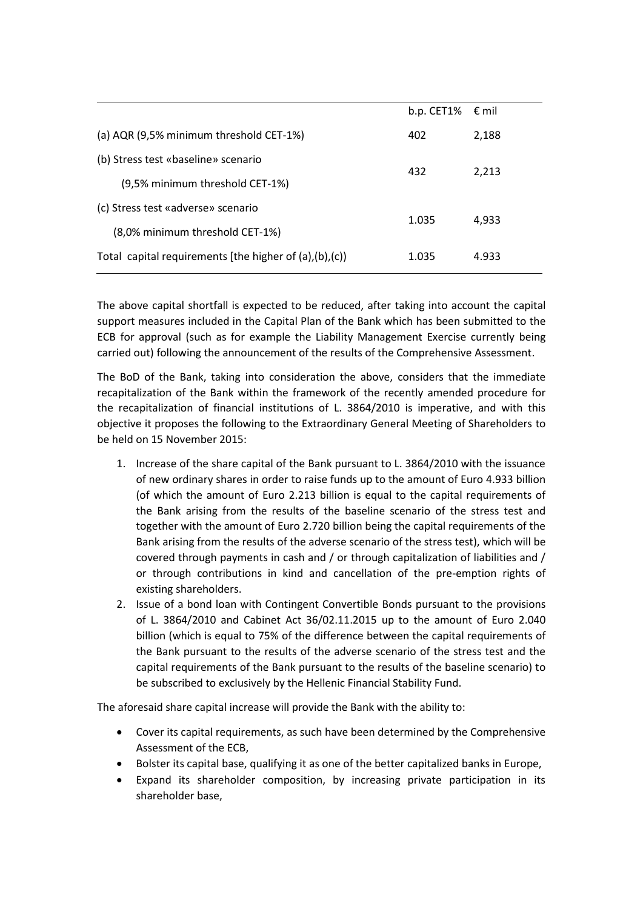| | b.p. CET1% | € mil |
|---|---|---|
| (a) AQR (9,5% minimum threshold CET-1%) | 402 | 2,188 |
| (b) Stress test «baseline» scenario (9,5% minimum threshold CET-1%) | 432 | 2,213 |
| (c) Stress test «adverse» scenario (8,0% minimum threshold CET-1%) | 1.035 | 4,933 |
| Total capital requirements [the higher of (a),(b),(c)) | 1.035 | 4.933 |

The above capital shortfall is expected to be reduced, after taking into account the capital support measures included in the Capital Plan of the Bank which has been submitted to the ECB for approval (such as for example the Liability Management Exercise currently being carried out) following the announcement of the results of the Comprehensive Assessment.

The BoD of the Bank, taking into consideration the above, considers that the immediate recapitalization of the Bank within the framework of the recently amended procedure for the recapitalization of financial institutions of L. 3864/2010 is imperative, and with this objective it proposes the following to the Extraordinary General Meeting of Shareholders to be held on 15 November 2015:

1. Increase of the share capital of the Bank pursuant to L. 3864/2010 with the issuance of new ordinary shares in order to raise funds up to the amount of Euro 4.933 billion (of which the amount of Euro 2.213 billion is equal to the capital requirements of the Bank arising from the results of the baseline scenario of the stress test and together with the amount of Euro 2.720 billion being the capital requirements of the Bank arising from the results of the adverse scenario of the stress test), which will be covered through payments in cash and / or through capitalization of liabilities and / or through contributions in kind and cancellation of the pre-emption rights of existing shareholders.
2. Issue of a bond loan with Contingent Convertible Bonds pursuant to the provisions of L. 3864/2010 and Cabinet Act 36/02.11.2015 up to the amount of Euro 2.040 billion (which is equal to 75% of the difference between the capital requirements of the Bank pursuant to the results of the adverse scenario of the stress test and the capital requirements of the Bank pursuant to the results of the baseline scenario) to be subscribed to exclusively by the Hellenic Financial Stability Fund.

The aforesaid share capital increase will provide the Bank with the ability to:

- Cover its capital requirements, as such have been determined by the Comprehensive Assessment of the ECB,
- Bolster its capital base, qualifying it as one of the better capitalized banks in Europe,
- Expand its shareholder composition, by increasing private participation in its shareholder base,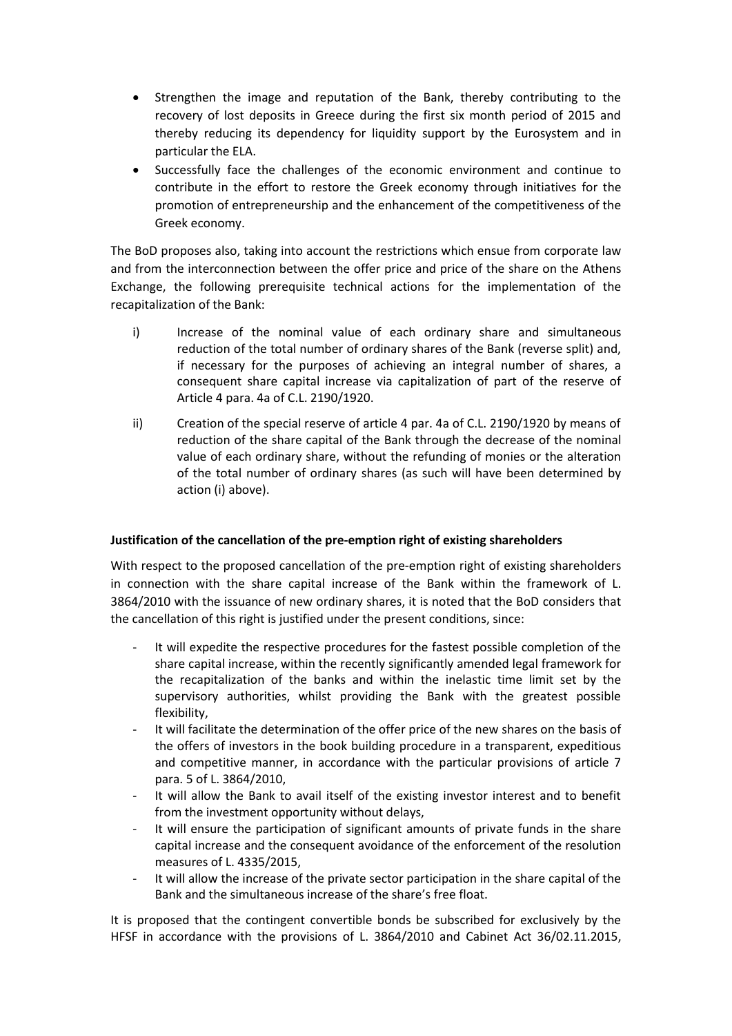- Strengthen the image and reputation of the Bank, thereby contributing to the recovery of lost deposits in Greece during the first six month period of 2015 and thereby reducing its dependency for liquidity support by the Eurosystem and in particular the ELA.
- Successfully face the challenges of the economic environment and continue to contribute in the effort to restore the Greek economy through initiatives for the promotion of entrepreneurship and the enhancement of the competitiveness of the Greek economy.

The BoD proposes also, taking into account the restrictions which ensue from corporate law and from the interconnection between the offer price and price of the share on the Athens Exchange, the following prerequisite technical actions for the implementation of the recapitalization of the Bank:

i) Increase of the nominal value of each ordinary share and simultaneous reduction of the total number of ordinary shares of the Bank (reverse split) and, if necessary for the purposes of achieving an integral number of shares, a consequent share capital increase via capitalization of part of the reserve of Article 4 para. 4a of C.L. 2190/1920.

ii) Creation of the special reserve of article 4 par. 4a of C.L. 2190/1920 by means of reduction of the share capital of the Bank through the decrease of the nominal value of each ordinary share, without the refunding of monies or the alteration of the total number of ordinary shares (as such will have been determined by action (i) above).

**Justification of the cancellation of the pre-emption right of existing shareholders**

With respect to the proposed cancellation of the pre-emption right of existing shareholders in connection with the share capital increase of the Bank within the framework of L. 3864/2010 with the issuance of new ordinary shares, it is noted that the BoD considers that the cancellation of this right is justified under the present conditions, since:

- It will expedite the respective procedures for the fastest possible completion of the share capital increase, within the recently significantly amended legal framework for the recapitalization of the banks and within the inelastic time limit set by the supervisory authorities, whilst providing the Bank with the greatest possible flexibility,
- It will facilitate the determination of the offer price of the new shares on the basis of the offers of investors in the book building procedure in a transparent, expeditious and competitive manner, in accordance with the particular provisions of article 7 para. 5 of L. 3864/2010,
- It will allow the Bank to avail itself of the existing investor interest and to benefit from the investment opportunity without delays,
- It will ensure the participation of significant amounts of private funds in the share capital increase and the consequent avoidance of the enforcement of the resolution measures of L. 4335/2015,
- It will allow the increase of the private sector participation in the share capital of the Bank and the simultaneous increase of the share's free float.

It is proposed that the contingent convertible bonds be subscribed for exclusively by the HFSF in accordance with the provisions of L. 3864/2010 and Cabinet Act 36/02.11.2015,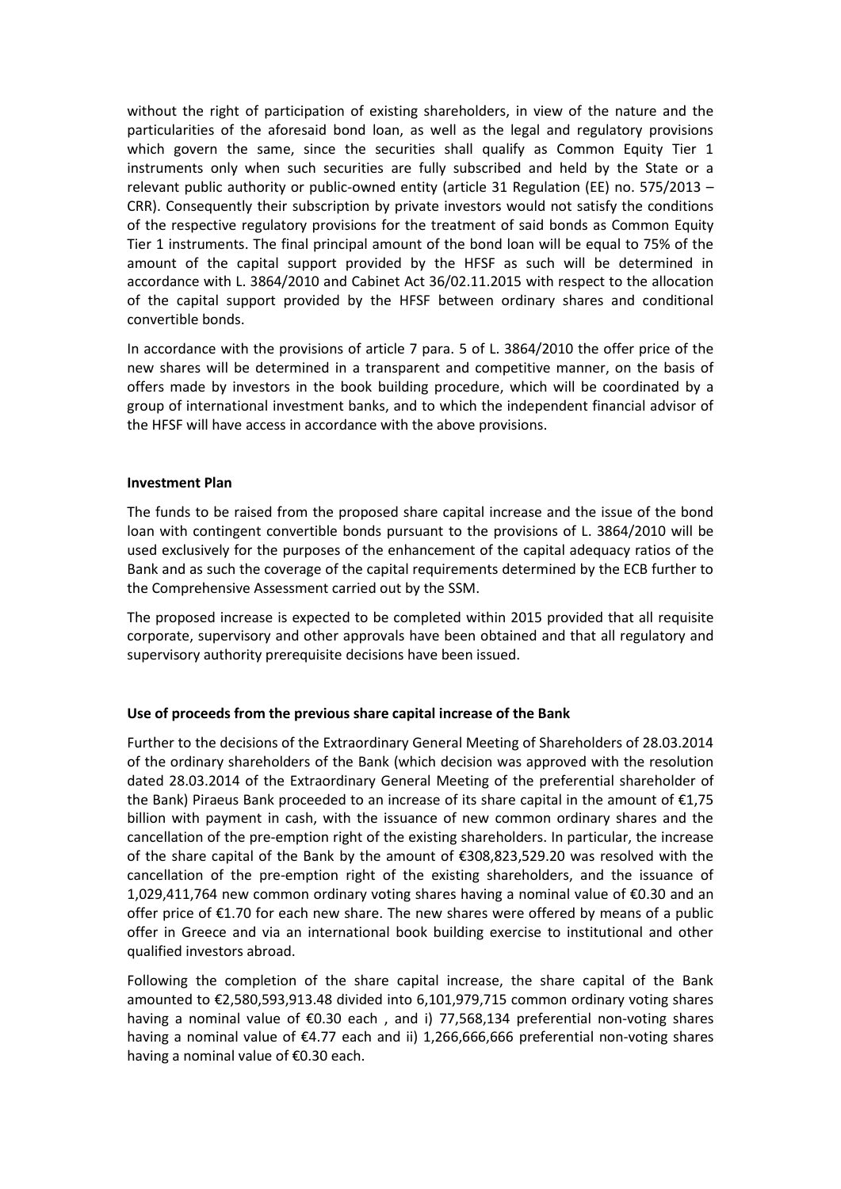without the right of participation of existing shareholders, in view of the nature and the particularities of the aforesaid bond loan, as well as the legal and regulatory provisions which govern the same, since the securities shall qualify as Common Equity Tier 1 instruments only when such securities are fully subscribed and held by the State or a relevant public authority or public-owned entity (article 31 Regulation (EE) no. 575/2013 – CRR). Consequently their subscription by private investors would not satisfy the conditions of the respective regulatory provisions for the treatment of said bonds as Common Equity Tier 1 instruments. The final principal amount of the bond loan will be equal to 75% of the amount of the capital support provided by the HFSF as such will be determined in accordance with L. 3864/2010 and Cabinet Act 36/02.11.2015 with respect to the allocation of the capital support provided by the HFSF between ordinary shares and conditional convertible bonds.

In accordance with the provisions of article 7 para. 5 of L. 3864/2010 the offer price of the new shares will be determined in a transparent and competitive manner, on the basis of offers made by investors in the book building procedure, which will be coordinated by a group of international investment banks, and to which the independent financial advisor of the HFSF will have access in accordance with the above provisions.

**Investment Plan**

The funds to be raised from the proposed share capital increase and the issue of the bond loan with contingent convertible bonds pursuant to the provisions of L. 3864/2010 will be used exclusively for the purposes of the enhancement of the capital adequacy ratios of the Bank and as such the coverage of the capital requirements determined by the ECB further to the Comprehensive Assessment carried out by the SSM.

The proposed increase is expected to be completed within 2015 provided that all requisite corporate, supervisory and other approvals have been obtained and that all regulatory and supervisory authority prerequisite decisions have been issued.

**Use of proceeds from the previous share capital increase of the Bank**

Further to the decisions of the Extraordinary General Meeting of Shareholders of 28.03.2014 of the ordinary shareholders of the Bank (which decision was approved with the resolution dated 28.03.2014 of the Extraordinary General Meeting of the preferential shareholder of the Bank) Piraeus Bank proceeded to an increase of its share capital in the amount of €1,75 billion with payment in cash, with the issuance of new common ordinary shares and the cancellation of the pre-emption right of the existing shareholders. In particular, the increase of the share capital of the Bank by the amount of €308,823,529.20 was resolved with the cancellation of the pre-emption right of the existing shareholders, and the issuance of 1,029,411,764 new common ordinary voting shares having a nominal value of €0.30 and an offer price of €1.70 for each new share. The new shares were offered by means of a public offer in Greece and via an international book building exercise to institutional and other qualified investors abroad.

Following the completion of the share capital increase, the share capital of the Bank amounted to €2,580,593,913.48 divided into 6,101,979,715 common ordinary voting shares having a nominal value of €0.30 each , and i) 77,568,134 preferential non-voting shares having a nominal value of €4.77 each and ii) 1,266,666,666 preferential non-voting shares having a nominal value of €0.30 each.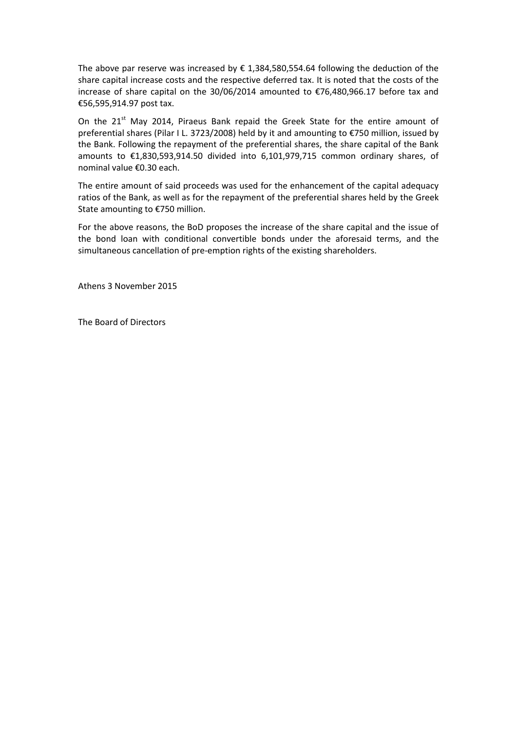The above par reserve was increased by € 1,384,580,554.64 following the deduction of the share capital increase costs and the respective deferred tax. It is noted that the costs of the increase of share capital on the 30/06/2014 amounted to €76,480,966.17 before tax and €56,595,914.97 post tax.

On the 21st May 2014, Piraeus Bank repaid the Greek State for the entire amount of preferential shares (Pilar I L. 3723/2008) held by it and amounting to €750 million, issued by the Bank. Following the repayment of the preferential shares, the share capital of the Bank amounts to €1,830,593,914.50 divided into 6,101,979,715 common ordinary shares, of nominal value €0.30 each.

The entire amount of said proceeds was used for the enhancement of the capital adequacy ratios of the Bank, as well as for the repayment of the preferential shares held by the Greek State amounting to €750 million.

For the above reasons, the BoD proposes the increase of the share capital and the issue of the bond loan with conditional convertible bonds under the aforesaid terms, and the simultaneous cancellation of pre-emption rights of the existing shareholders.

Athens 3 November 2015

The Board of Directors